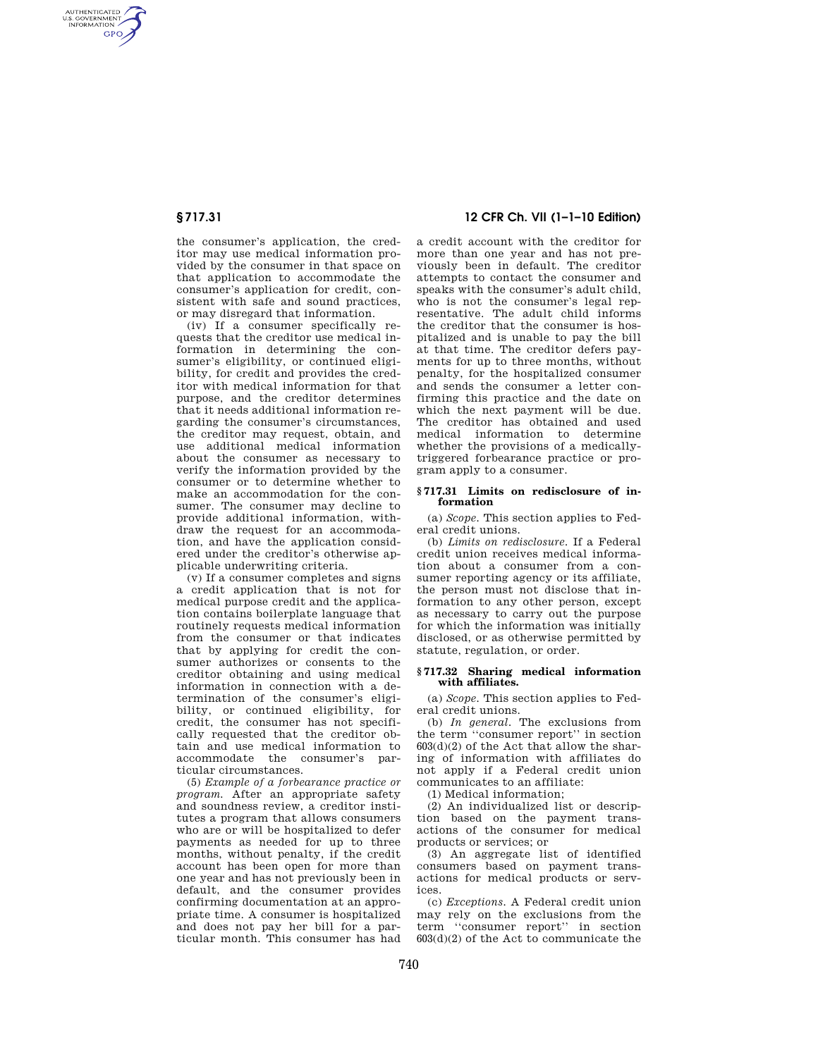the consumer's application, the creditor may use medical information provided by the consumer in that space on that application to accommodate the consumer's application for credit, consistent with safe and sound practices, or may disregard that information.

(iv) If a consumer specifically requests that the creditor use medical information in determining the consumer's eligibility, or continued eligibility, for credit and provides the creditor with medical information for that purpose, and the creditor determines that it needs additional information regarding the consumer's circumstances, the creditor may request, obtain, and use additional medical information about the consumer as necessary to verify the information provided by the consumer or to determine whether to make an accommodation for the consumer. The consumer may decline to provide additional information, withdraw the request for an accommodation, and have the application considered under the creditor's otherwise applicable underwriting criteria.

(v) If a consumer completes and signs a credit application that is not for medical purpose credit and the application contains boilerplate language that routinely requests medical information from the consumer or that indicates that by applying for credit the consumer authorizes or consents to the creditor obtaining and using medical information in connection with a determination of the consumer's eligibility, or continued eligibility, for credit, the consumer has not specifically requested that the creditor obtain and use medical information to accommodate the consumer's particular circumstances.

(5) *Example of a forbearance practice or program.* After an appropriate safety and soundness review, a creditor institutes a program that allows consumers who are or will be hospitalized to defer payments as needed for up to three months, without penalty, if the credit account has been open for more than one year and has not previously been in default, and the consumer provides confirming documentation at an appropriate time. A consumer is hospitalized and does not pay her bill for a particular month. This consumer has had a credit account with the creditor for more than one year and has not previously been in default. The creditor attempts to contact the consumer and speaks with the consumer's adult child, who is not the consumer's legal representative. The adult child informs the creditor that the consumer is hospitalized and is unable to pay the bill at that time. The creditor defers payments for up to three months, without penalty, for the hospitalized consumer and sends the consumer a letter confirming this practice and the date on which the next payment will be due. The creditor has obtained and used medical information to determine whether the provisions of a medically-triggered forbearance practice or program apply to a consumer.

### § 717.31 Limits on redisclosure of information

(a) *Scope.* This section applies to Federal credit unions.

(b) *Limits on redisclosure.* If a Federal credit union receives medical information about a consumer from a consumer reporting agency or its affiliate, the person must not disclose that information to any other person, except as necessary to carry out the purpose for which the information was initially disclosed, or as otherwise permitted by statute, regulation, or order.

### § 717.32 Sharing medical information with affiliates.

(a) *Scope.* This section applies to Federal credit unions.

(b) *In general.* The exclusions from the term ''consumer report'' in section 603(d)(2) of the Act that allow the sharing of information with affiliates do not apply if a Federal credit union communicates to an affiliate:

(1) Medical information;

(2) An individualized list or description based on the payment transactions of the consumer for medical products or services; or

(3) An aggregate list of identified consumers based on payment transactions for medical products or services.

(c) *Exceptions.* A Federal credit union may rely on the exclusions from the term ''consumer report'' in section 603(d)(2) of the Act to communicate the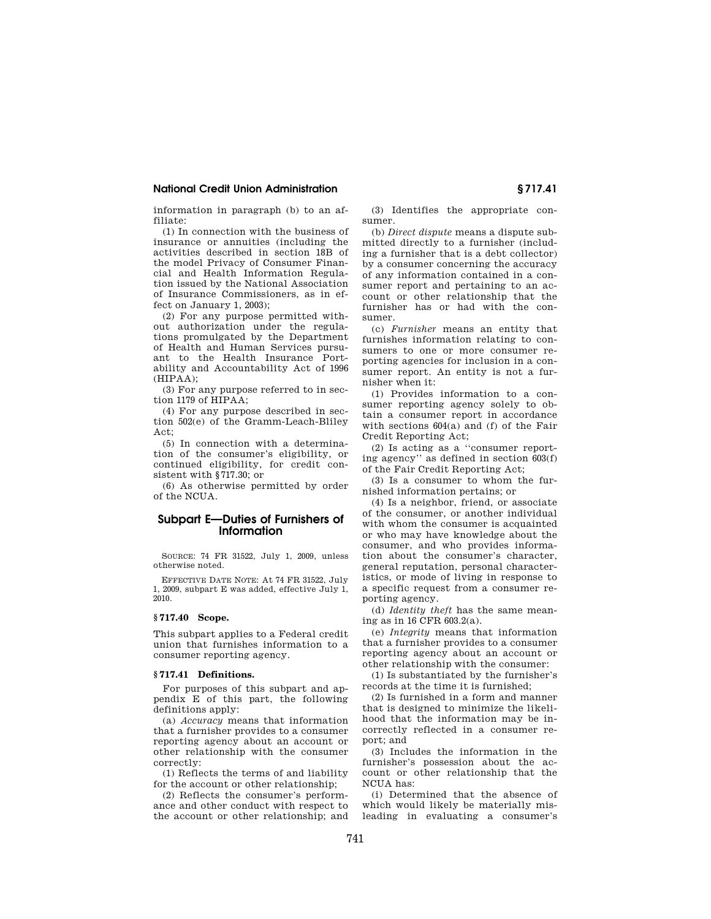information in paragraph (b) to an affiliate:

(1) In connection with the business of insurance or annuities (including the activities described in section 18B of the model Privacy of Consumer Financial and Health Information Regulation issued by the National Association of Insurance Commissioners, as in effect on January 1, 2003);

(2) For any purpose permitted without authorization under the regulations promulgated by the Department of Health and Human Services pursuant to the Health Insurance Portability and Accountability Act of 1996 (HIPAA);

(3) For any purpose referred to in section 1179 of HIPAA;

(4) For any purpose described in section 502(e) of the Gramm-Leach-Bliley Act;

(5) In connection with a determination of the consumer's eligibility, or continued eligibility, for credit consistent with §717.30; or

(6) As otherwise permitted by order of the NCUA.

## Subpart E—Duties of Furnishers of Information

SOURCE: 74 FR 31522, July 1, 2009, unless otherwise noted.

EFFECTIVE DATE NOTE: At 74 FR 31522, July 1, 2009, subpart E was added, effective July 1, 2010.

### § 717.40 Scope.

This subpart applies to a Federal credit union that furnishes information to a consumer reporting agency.

### § 717.41 Definitions.

For purposes of this subpart and appendix E of this part, the following definitions apply:

(a) *Accuracy* means that information that a furnisher provides to a consumer reporting agency about an account or other relationship with the consumer correctly:

(1) Reflects the terms of and liability for the account or other relationship;

(2) Reflects the consumer's performance and other conduct with respect to the account or other relationship; and

(3) Identifies the appropriate consumer.

(b) *Direct dispute* means a dispute submitted directly to a furnisher (including a furnisher that is a debt collector) by a consumer concerning the accuracy of any information contained in a consumer report and pertaining to an account or other relationship that the furnisher has or had with the consumer.

(c) *Furnisher* means an entity that furnishes information relating to consumers to one or more consumer reporting agencies for inclusion in a consumer report. An entity is not a furnisher when it:

(1) Provides information to a consumer reporting agency solely to obtain a consumer report in accordance with sections 604(a) and (f) of the Fair Credit Reporting Act;

(2) Is acting as a ''consumer reporting agency'' as defined in section 603(f) of the Fair Credit Reporting Act;

(3) Is a consumer to whom the furnished information pertains; or

(4) Is a neighbor, friend, or associate of the consumer, or another individual with whom the consumer is acquainted or who may have knowledge about the consumer, and who provides information about the consumer's character, general reputation, personal characteristics, or mode of living in response to a specific request from a consumer reporting agency.

(d) *Identity theft* has the same meaning as in 16 CFR 603.2(a).

(e) *Integrity* means that information that a furnisher provides to a consumer reporting agency about an account or other relationship with the consumer:

(1) Is substantiated by the furnisher's records at the time it is furnished;

(2) Is furnished in a form and manner that is designed to minimize the likelihood that the information may be incorrectly reflected in a consumer report; and

(3) Includes the information in the furnisher's possession about the account or other relationship that the NCUA has:

(i) Determined that the absence of which would likely be materially misleading in evaluating a consumer's